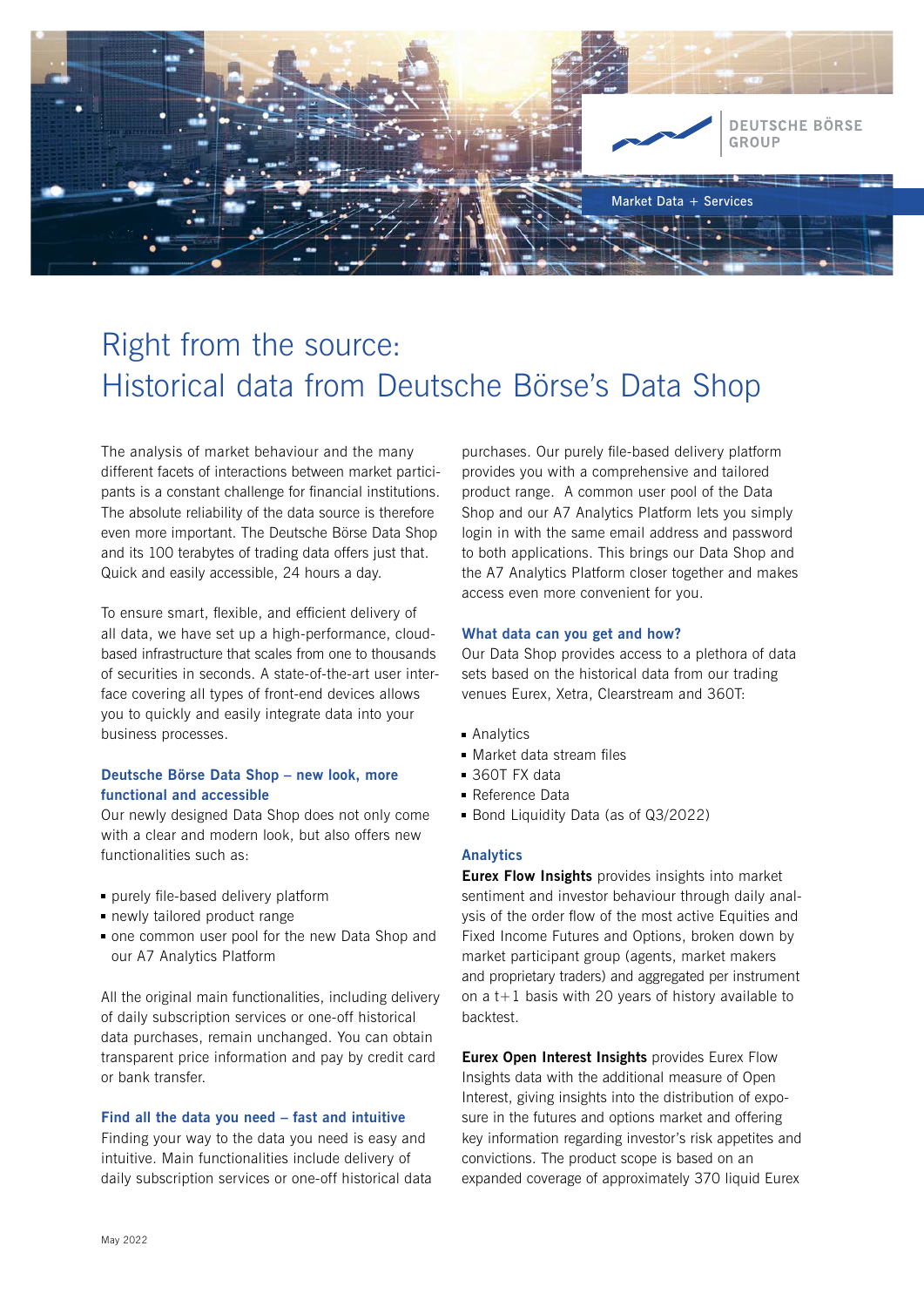Deutsche Börse Group

Market Data + Services

# Right from the source: Historical data from Deutsche Börse's Data Shop

The analysis of market behaviour and the many different facets of interactions between market participants is a constant challenge for financial institutions. The absolute reliability of the data source is therefore even more important. The Deutsche Börse Data Shop and its 100 terabytes of trading data offers just that. Quick and easily accessible, 24 hours a day.

To ensure smart, flexible, and efficient delivery of all data, we have set up a high-performance, cloud-based infrastructure that scales from one to thousands of securities in seconds. A state-of-the-art user interface covering all types of front-end devices allows you to quickly and easily integrate data into your business processes.

### Deutsche Börse Data Shop – new look, more functional and accessible

Our newly designed Data Shop does not only come with a clear and modern look, but also offers new functionalities such as:

- purely file-based delivery platform
- newly tailored product range
- one common user pool for the new Data Shop and our A7 Analytics Platform

All the original main functionalities, including delivery of daily subscription services or one-off historical data purchases, remain unchanged. You can obtain transparent price information and pay by credit card or bank transfer.

### Find all the data you need – fast and intuitive

Finding your way to the data you need is easy and intuitive. Main functionalities include delivery of daily subscription services or one-off historical data purchases. Our purely file-based delivery platform provides you with a comprehensive and tailored product range. A common user pool of the Data Shop and our A7 Analytics Platform lets you simply login in with the same email address and password to both applications. This brings our Data Shop and the A7 Analytics Platform closer together and makes access even more convenient for you.

### What data can you get and how?

Our Data Shop provides access to a plethora of data sets based on the historical data from our trading venues Eurex, Xetra, Clearstream and 360T:

- Analytics
- Market data stream files
- 360T FX data
- Reference Data
- Bond Liquidity Data (as of Q3/2022)

### Analytics

**Eurex Flow Insights** provides insights into market sentiment and investor behaviour through daily analysis of the order flow of the most active Equities and Fixed Income Futures and Options, broken down by market participant group (agents, market makers and proprietary traders) and aggregated per instrument on a t+1 basis with 20 years of history available to backtest.

**Eurex Open Interest Insights** provides Eurex Flow Insights data with the additional measure of Open Interest, giving insights into the distribution of exposure in the futures and options market and offering key information regarding investor's risk appetites and convictions. The product scope is based on an expanded coverage of approximately 370 liquid Eurex

May 2022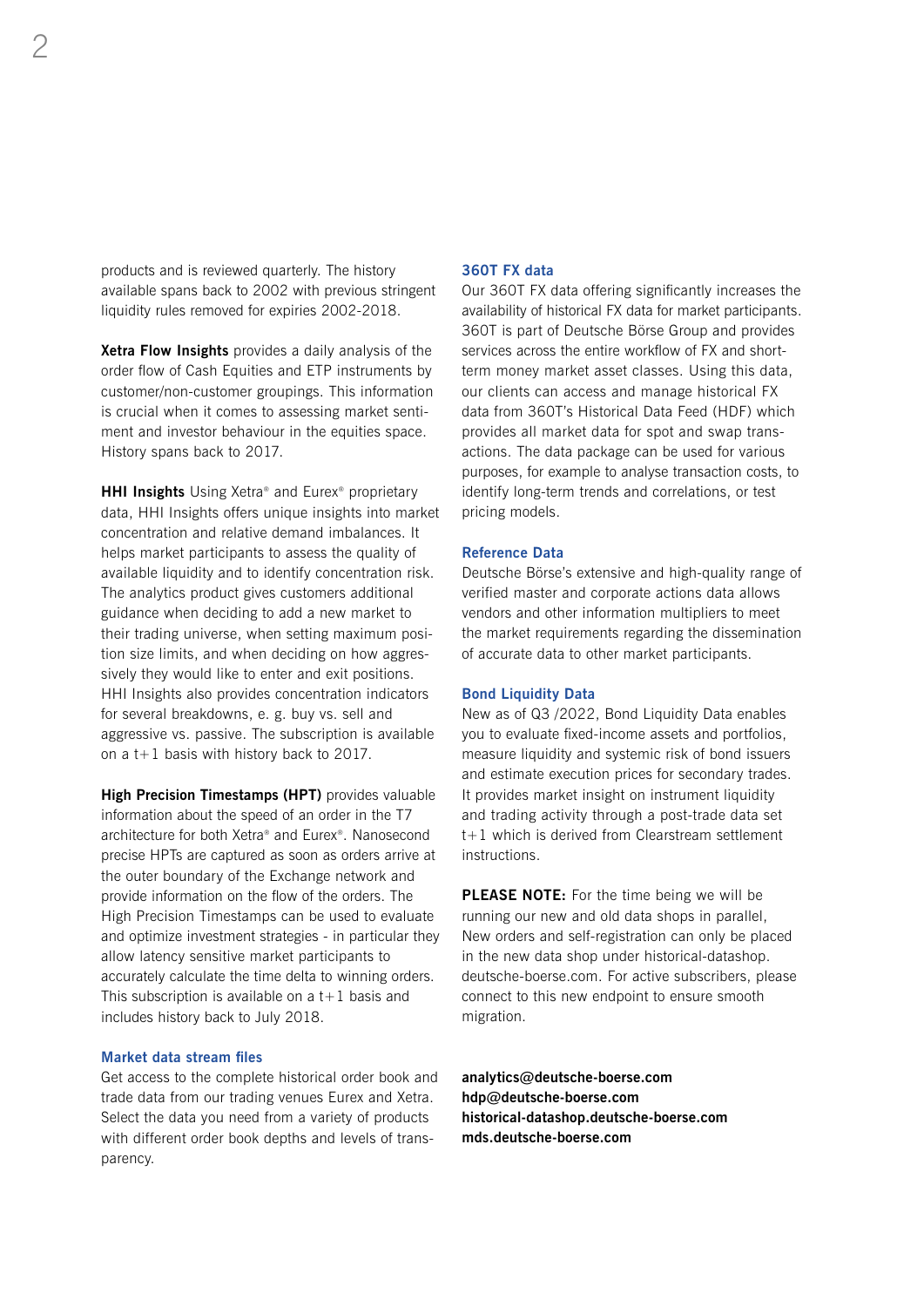products and is reviewed quarterly. The history available spans back to 2002 with previous stringent liquidity rules removed for expiries 2002-2018.

**Xetra Flow Insights** provides a daily analysis of the order flow of Cash Equities and ETP instruments by customer/non-customer groupings. This information is crucial when it comes to assessing market sentiment and investor behaviour in the equities space. History spans back to 2017.

**HHI Insights** Using Xetra® and Eurex® proprietary data, HHI Insights offers unique insights into market concentration and relative demand imbalances. It helps market participants to assess the quality of available liquidity and to identify concentration risk. The analytics product gives customers additional guidance when deciding to add a new market to their trading universe, when setting maximum position size limits, and when deciding on how aggressively they would like to enter and exit positions. HHI Insights also provides concentration indicators for several breakdowns, e. g. buy vs. sell and aggressive vs. passive. The subscription is available on a t+1 basis with history back to 2017.

**High Precision Timestamps (HPT)** provides valuable information about the speed of an order in the T7 architecture for both Xetra® and Eurex®. Nanosecond precise HPTs are captured as soon as orders arrive at the outer boundary of the Exchange network and provide information on the flow of the orders. The High Precision Timestamps can be used to evaluate and optimize investment strategies - in particular they allow latency sensitive market participants to accurately calculate the time delta to winning orders. This subscription is available on a t+1 basis and includes history back to July 2018.

### Market data stream files

Get access to the complete historical order book and trade data from our trading venues Eurex and Xetra. Select the data you need from a variety of products with different order book depths and levels of transparency.

### 360T FX data

Our 360T FX data offering significantly increases the availability of historical FX data for market participants. 360T is part of Deutsche Börse Group and provides services across the entire workflow of FX and short-term money market asset classes. Using this data, our clients can access and manage historical FX data from 360T's Historical Data Feed (HDF) which provides all market data for spot and swap transactions. The data package can be used for various purposes, for example to analyse transaction costs, to identify long-term trends and correlations, or test pricing models.

### Reference Data

Deutsche Börse's extensive and high-quality range of verified master and corporate actions data allows vendors and other information multipliers to meet the market requirements regarding the dissemination of accurate data to other market participants.

### Bond Liquidity Data

New as of Q3 /2022, Bond Liquidity Data enables you to evaluate fixed-income assets and portfolios, measure liquidity and systemic risk of bond issuers and estimate execution prices for secondary trades. It provides market insight on instrument liquidity and trading activity through a post-trade data set t+1 which is derived from Clearstream settlement instructions.

**PLEASE NOTE:** For the time being we will be running our new and old data shops in parallel, New orders and self-registration can only be placed in the new data shop under historical-datashop.deutsche-boerse.com. For active subscribers, please connect to this new endpoint to ensure smooth migration.

**analytics@deutsche-boerse.com**
**hdp@deutsche-boerse.com**
**historical-datashop.deutsche-boerse.com**
**mds.deutsche-boerse.com**